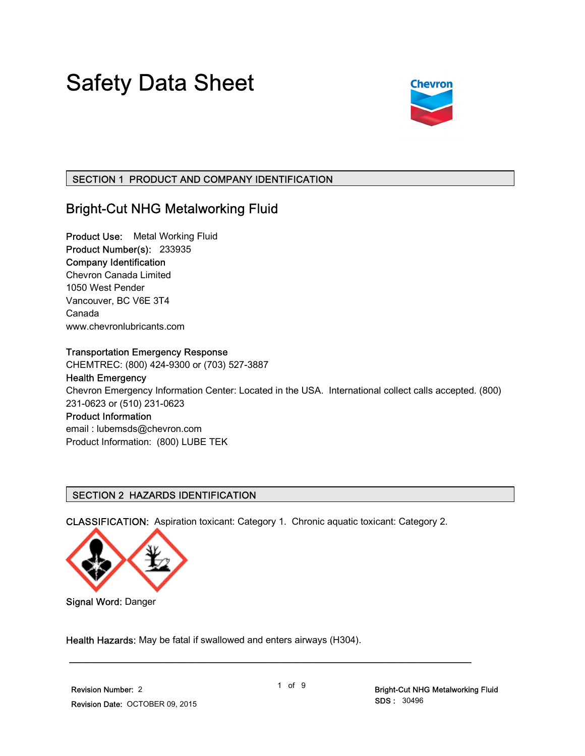# Safety Data Sheet

## SECTION 1 PRODUCT AND COMPANY IDENTIFICATION

### Bright-Cut NHG Metalworking Fluid

**Product Use:** Metal Working Fluid
**Product Number(s):** 233935
**Company Identification**
Chevron Canada Limited
1050 West Pender
Vancouver, BC V6E 3T4
Canada
www.chevronlubricants.com

**Transportation Emergency Response**
CHEMTREC: (800) 424-9300 or (703) 527-3887
**Health Emergency**
Chevron Emergency Information Center: Located in the USA. International collect calls accepted. (800) 231-0623 or (510) 231-0623
**Product Information**
email : lubemsds@chevron.com
Product Information: (800) LUBE TEK

## SECTION 2 HAZARDS IDENTIFICATION

**CLASSIFICATION:** Aspiration toxicant: Category 1. Chronic aquatic toxicant: Category 2.

**Signal Word:** Danger

**Health Hazards:** May be fatal if swallowed and enters airways (H304).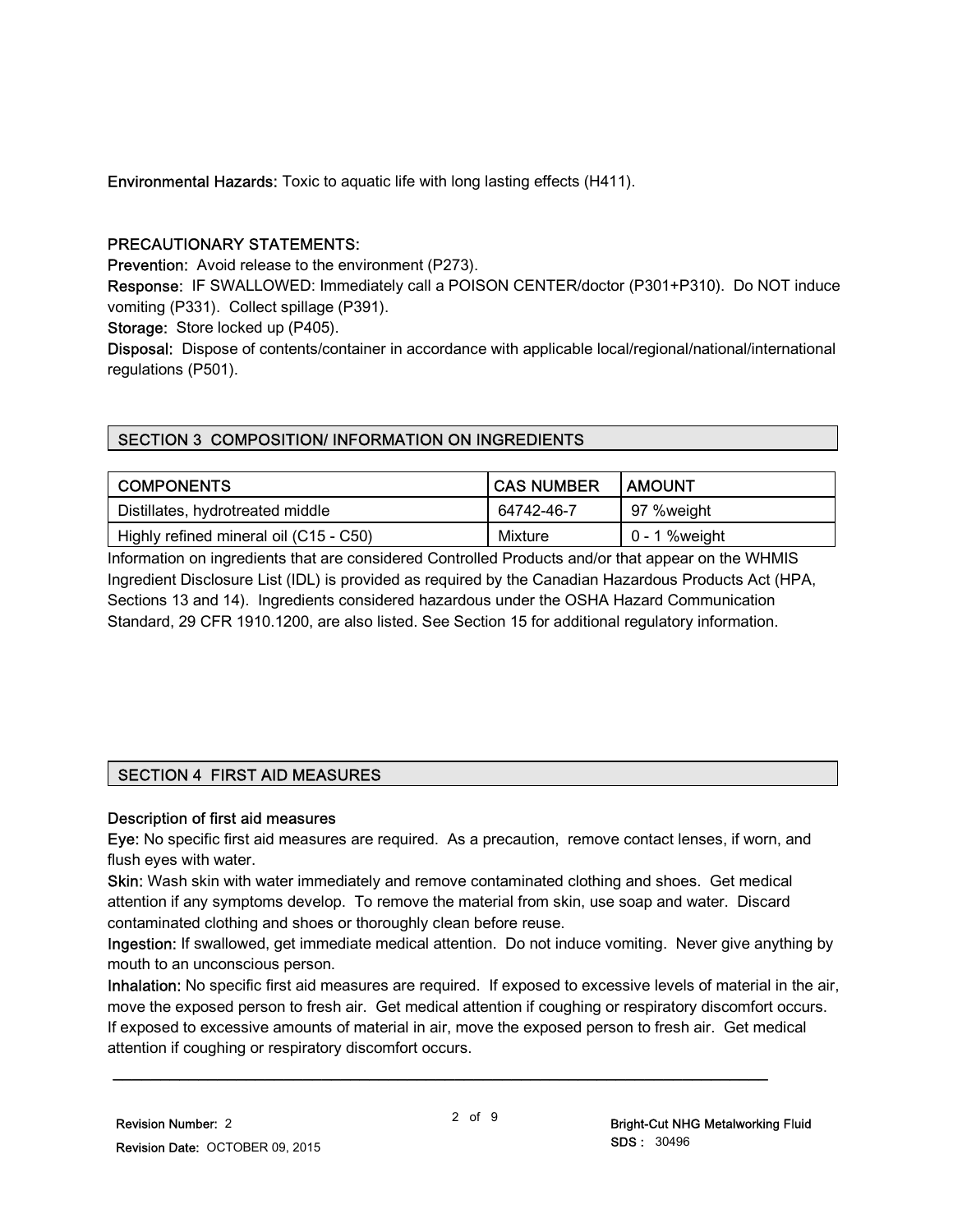**Environmental Hazards:** Toxic to aquatic life with long lasting effects (H411).

**PRECAUTIONARY STATEMENTS:**

**Prevention:** Avoid release to the environment (P273).

**Response:** IF SWALLOWED: Immediately call a POISON CENTER/doctor (P301+P310). Do NOT induce vomiting (P331). Collect spillage (P391).

**Storage:** Store locked up (P405).

**Disposal:** Dispose of contents/container in accordance with applicable local/regional/national/international regulations (P501).

## SECTION 3 COMPOSITION/ INFORMATION ON INGREDIENTS

| COMPONENTS | CAS NUMBER | AMOUNT |
|---|---|---|
| Distillates, hydrotreated middle | 64742-46-7 | 97 %weight |
| Highly refined mineral oil (C15 - C50) | Mixture | 0 - 1 %weight |

Information on ingredients that are considered Controlled Products and/or that appear on the WHMIS Ingredient Disclosure List (IDL) is provided as required by the Canadian Hazardous Products Act (HPA, Sections 13 and 14). Ingredients considered hazardous under the OSHA Hazard Communication Standard, 29 CFR 1910.1200, are also listed. See Section 15 for additional regulatory information.

## SECTION 4 FIRST AID MEASURES

**Description of first aid measures**

**Eye:** No specific first aid measures are required. As a precaution, remove contact lenses, if worn, and flush eyes with water.

**Skin:** Wash skin with water immediately and remove contaminated clothing and shoes. Get medical attention if any symptoms develop. To remove the material from skin, use soap and water. Discard contaminated clothing and shoes or thoroughly clean before reuse.

**Ingestion:** If swallowed, get immediate medical attention. Do not induce vomiting. Never give anything by mouth to an unconscious person.

**Inhalation:** No specific first aid measures are required. If exposed to excessive levels of material in the air, move the exposed person to fresh air. Get medical attention if coughing or respiratory discomfort occurs. If exposed to excessive amounts of material in air, move the exposed person to fresh air. Get medical attention if coughing or respiratory discomfort occurs.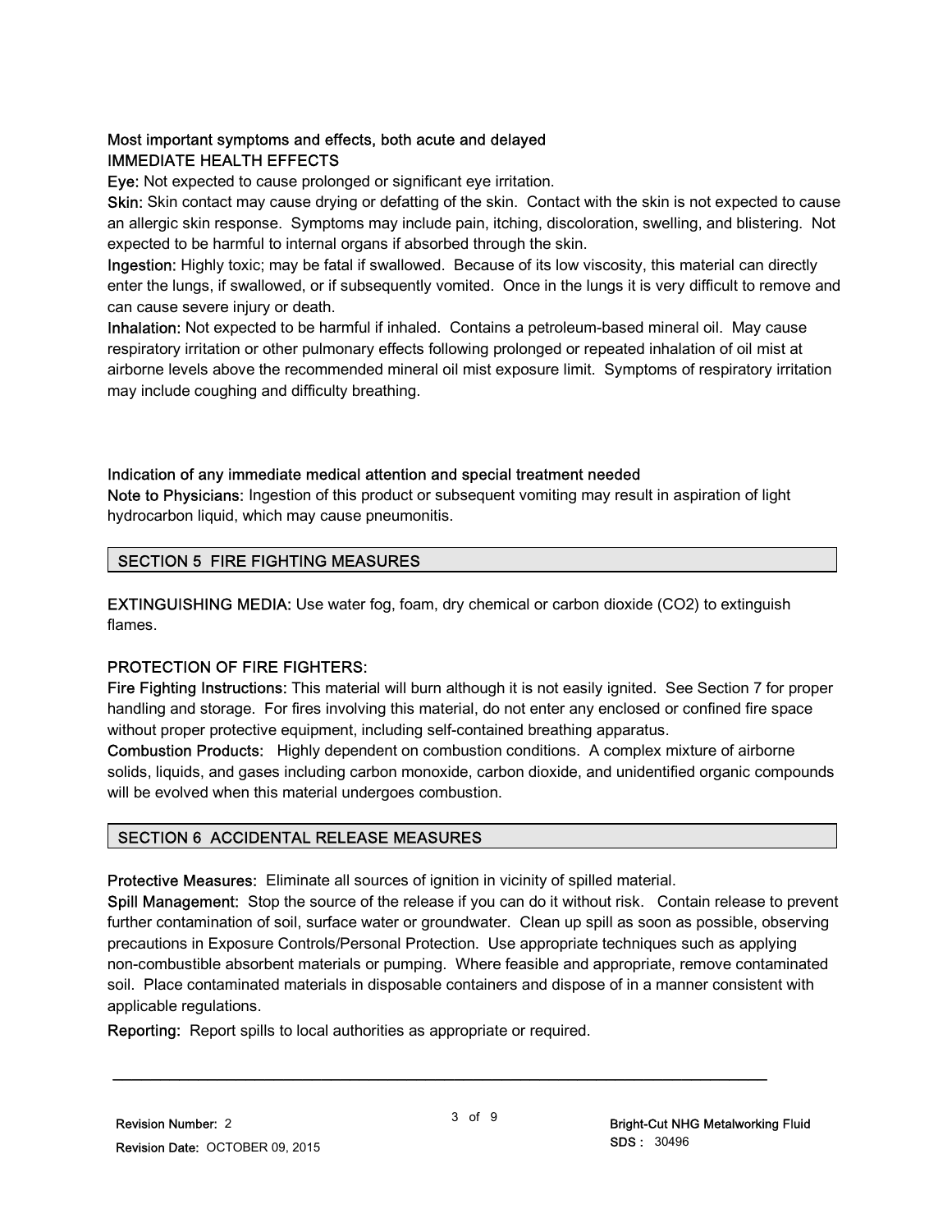### Most important symptoms and effects, both acute and delayed

**IMMEDIATE HEALTH EFFECTS**

**Eye:** Not expected to cause prolonged or significant eye irritation.

**Skin:** Skin contact may cause drying or defatting of the skin. Contact with the skin is not expected to cause an allergic skin response. Symptoms may include pain, itching, discoloration, swelling, and blistering. Not expected to be harmful to internal organs if absorbed through the skin.

**Ingestion:** Highly toxic; may be fatal if swallowed. Because of its low viscosity, this material can directly enter the lungs, if swallowed, or if subsequently vomited. Once in the lungs it is very difficult to remove and can cause severe injury or death.

**Inhalation:** Not expected to be harmful if inhaled. Contains a petroleum-based mineral oil. May cause respiratory irritation or other pulmonary effects following prolonged or repeated inhalation of oil mist at airborne levels above the recommended mineral oil mist exposure limit. Symptoms of respiratory irritation may include coughing and difficulty breathing.

### Indication of any immediate medical attention and special treatment needed

**Note to Physicians:** Ingestion of this product or subsequent vomiting may result in aspiration of light hydrocarbon liquid, which may cause pneumonitis.

## SECTION 5 FIRE FIGHTING MEASURES

**EXTINGUISHING MEDIA:** Use water fog, foam, dry chemical or carbon dioxide ($CO_2$) to extinguish flames.

**PROTECTION OF FIRE FIGHTERS:**

**Fire Fighting Instructions:** This material will burn although it is not easily ignited. See Section 7 for proper handling and storage. For fires involving this material, do not enter any enclosed or confined fire space without proper protective equipment, including self-contained breathing apparatus.

**Combustion Products:** Highly dependent on combustion conditions. A complex mixture of airborne solids, liquids, and gases including carbon monoxide, carbon dioxide, and unidentified organic compounds will be evolved when this material undergoes combustion.

## SECTION 6 ACCIDENTAL RELEASE MEASURES

**Protective Measures:** Eliminate all sources of ignition in vicinity of spilled material.

**Spill Management:** Stop the source of the release if you can do it without risk. Contain release to prevent further contamination of soil, surface water or groundwater. Clean up spill as soon as possible, observing precautions in Exposure Controls/Personal Protection. Use appropriate techniques such as applying non-combustible absorbent materials or pumping. Where feasible and appropriate, remove contaminated soil. Place contaminated materials in disposable containers and dispose of in a manner consistent with applicable regulations.

**Reporting:** Report spills to local authorities as appropriate or required.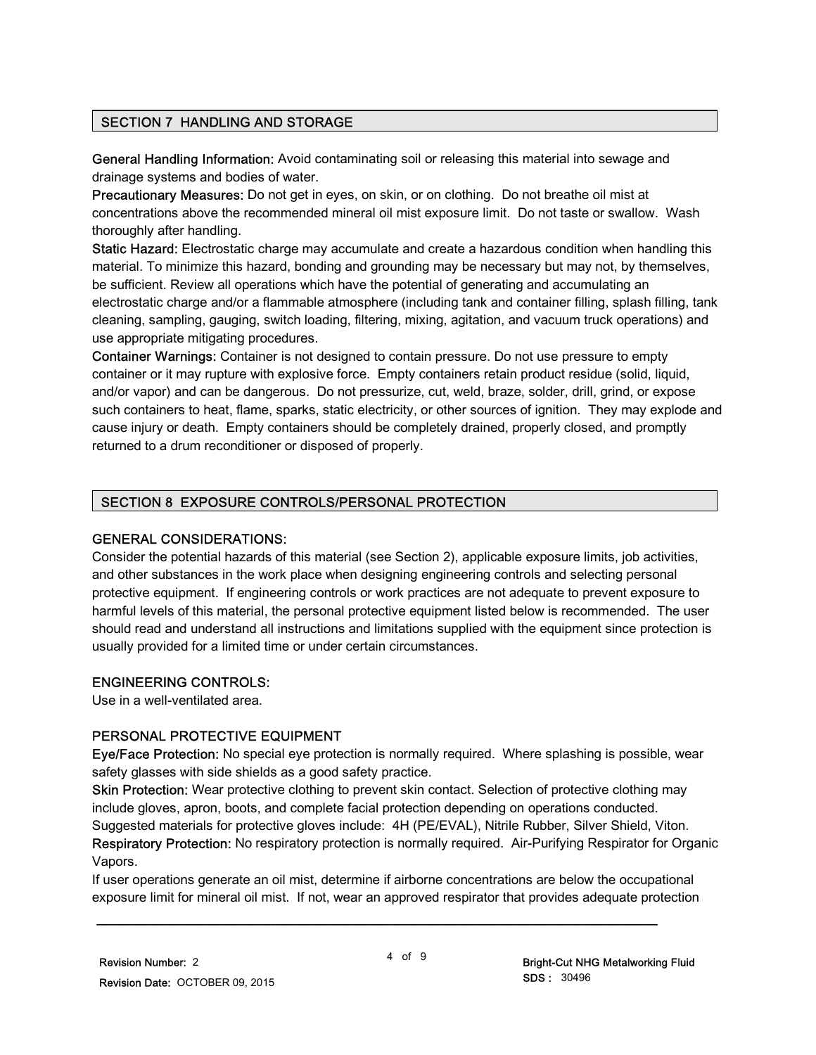## SECTION 7 HANDLING AND STORAGE

**General Handling Information:** Avoid contaminating soil or releasing this material into sewage and drainage systems and bodies of water.

**Precautionary Measures:** Do not get in eyes, on skin, or on clothing. Do not breathe oil mist at concentrations above the recommended mineral oil mist exposure limit. Do not taste or swallow. Wash thoroughly after handling.

**Static Hazard:** Electrostatic charge may accumulate and create a hazardous condition when handling this material. To minimize this hazard, bonding and grounding may be necessary but may not, by themselves, be sufficient. Review all operations which have the potential of generating and accumulating an electrostatic charge and/or a flammable atmosphere (including tank and container filling, splash filling, tank cleaning, sampling, gauging, switch loading, filtering, mixing, agitation, and vacuum truck operations) and use appropriate mitigating procedures.

**Container Warnings:** Container is not designed to contain pressure. Do not use pressure to empty container or it may rupture with explosive force. Empty containers retain product residue (solid, liquid, and/or vapor) and can be dangerous. Do not pressurize, cut, weld, braze, solder, drill, grind, or expose such containers to heat, flame, sparks, static electricity, or other sources of ignition. They may explode and cause injury or death. Empty containers should be completely drained, properly closed, and promptly returned to a drum reconditioner or disposed of properly.

## SECTION 8 EXPOSURE CONTROLS/PERSONAL PROTECTION

### GENERAL CONSIDERATIONS:

Consider the potential hazards of this material (see Section 2), applicable exposure limits, job activities, and other substances in the work place when designing engineering controls and selecting personal protective equipment. If engineering controls or work practices are not adequate to prevent exposure to harmful levels of this material, the personal protective equipment listed below is recommended. The user should read and understand all instructions and limitations supplied with the equipment since protection is usually provided for a limited time or under certain circumstances.

### ENGINEERING CONTROLS:

Use in a well-ventilated area.

### PERSONAL PROTECTIVE EQUIPMENT

**Eye/Face Protection:** No special eye protection is normally required. Where splashing is possible, wear safety glasses with side shields as a good safety practice.

**Skin Protection:** Wear protective clothing to prevent skin contact. Selection of protective clothing may include gloves, apron, boots, and complete facial protection depending on operations conducted. Suggested materials for protective gloves include: 4H (PE/EVAL), Nitrile Rubber, Silver Shield, Viton.

**Respiratory Protection:** No respiratory protection is normally required. Air-Purifying Respirator for Organic Vapors.

If user operations generate an oil mist, determine if airborne concentrations are below the occupational exposure limit for mineral oil mist. If not, wear an approved respirator that provides adequate protection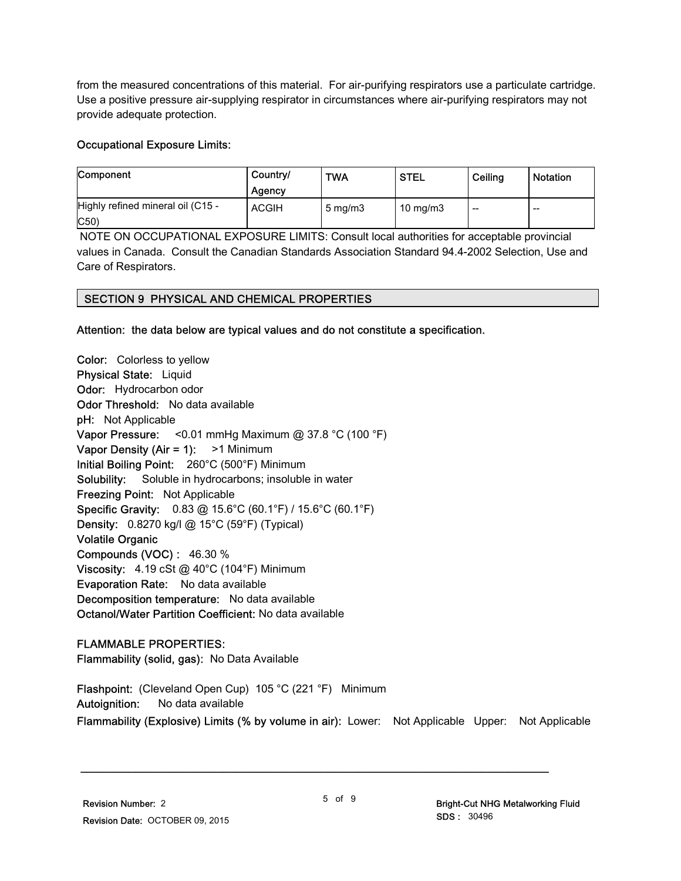from the measured concentrations of this material. For air-purifying respirators use a particulate cartridge. Use a positive pressure air-supplying respirator in circumstances where air-purifying respirators may not provide adequate protection.

**Occupational Exposure Limits:**

| Component | Country/ Agency | TWA | STEL | Ceiling | Notation |
|---|---|---|---|---|---|
| Highly refined mineral oil (C15 - C50) | ACGIH | 5 mg/m3 | 10 mg/m3 | -- | -- |

NOTE ON OCCUPATIONAL EXPOSURE LIMITS: Consult local authorities for acceptable provincial values in Canada. Consult the Canadian Standards Association Standard 94.4-2002 Selection, Use and Care of Respirators.

## SECTION 9 PHYSICAL AND CHEMICAL PROPERTIES

**Attention: the data below are typical values and do not constitute a specification.**

**Color:** Colorless to yellow
**Physical State:** Liquid
**Odor:** Hydrocarbon odor
**Odor Threshold:** No data available
**pH:** Not Applicable
**Vapor Pressure:** <0.01 mmHg Maximum @ 37.8 °C (100 °F)
**Vapor Density (Air = 1):** >1 Minimum
**Initial Boiling Point:** 260°C (500°F) Minimum
**Solubility:** Soluble in hydrocarbons; insoluble in water
**Freezing Point:** Not Applicable
**Specific Gravity:** 0.83 @ 15.6°C (60.1°F) / 15.6°C (60.1°F)
**Density:** 0.8270 kg/l @ 15°C (59°F) (Typical)
**Volatile Organic Compounds (VOC) :** 46.30 %
**Viscosity:** 4.19 cSt @ 40°C (104°F) Minimum
**Evaporation Rate:** No data available
**Decomposition temperature:** No data available
**Octanol/Water Partition Coefficient:** No data available

**FLAMMABLE PROPERTIES:**
**Flammability (solid, gas):** No Data Available

**Flashpoint:** (Cleveland Open Cup) 105 °C (221 °F) Minimum
**Autoignition:** No data available
**Flammability (Explosive) Limits (% by volume in air):** Lower: Not Applicable Upper: Not Applicable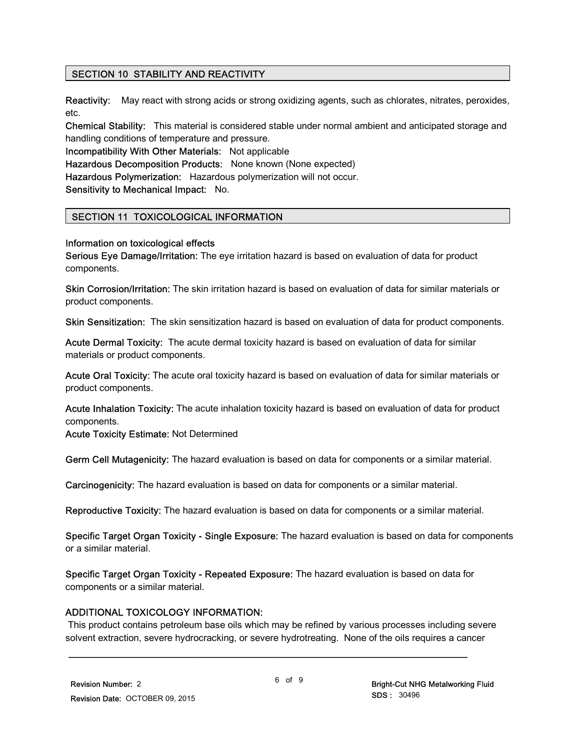## SECTION 10 STABILITY AND REACTIVITY

**Reactivity:** May react with strong acids or strong oxidizing agents, such as chlorates, nitrates, peroxides, etc.

**Chemical Stability:** This material is considered stable under normal ambient and anticipated storage and handling conditions of temperature and pressure.

**Incompatibility With Other Materials:** Not applicable

**Hazardous Decomposition Products:** None known (None expected)

**Hazardous Polymerization:** Hazardous polymerization will not occur.

**Sensitivity to Mechanical Impact:** No.

## SECTION 11 TOXICOLOGICAL INFORMATION

**Information on toxicological effects**

**Serious Eye Damage/Irritation:** The eye irritation hazard is based on evaluation of data for product components.

**Skin Corrosion/Irritation:** The skin irritation hazard is based on evaluation of data for similar materials or product components.

**Skin Sensitization:** The skin sensitization hazard is based on evaluation of data for product components.

**Acute Dermal Toxicity:** The acute dermal toxicity hazard is based on evaluation of data for similar materials or product components.

**Acute Oral Toxicity:** The acute oral toxicity hazard is based on evaluation of data for similar materials or product components.

**Acute Inhalation Toxicity:** The acute inhalation toxicity hazard is based on evaluation of data for product components.

**Acute Toxicity Estimate:** Not Determined

**Germ Cell Mutagenicity:** The hazard evaluation is based on data for components or a similar material.

**Carcinogenicity:** The hazard evaluation is based on data for components or a similar material.

**Reproductive Toxicity:** The hazard evaluation is based on data for components or a similar material.

**Specific Target Organ Toxicity - Single Exposure:** The hazard evaluation is based on data for components or a similar material.

**Specific Target Organ Toxicity - Repeated Exposure:** The hazard evaluation is based on data for components or a similar material.

**ADDITIONAL TOXICOLOGY INFORMATION:**

This product contains petroleum base oils which may be refined by various processes including severe solvent extraction, severe hydrocracking, or severe hydrotreating. None of the oils requires a cancer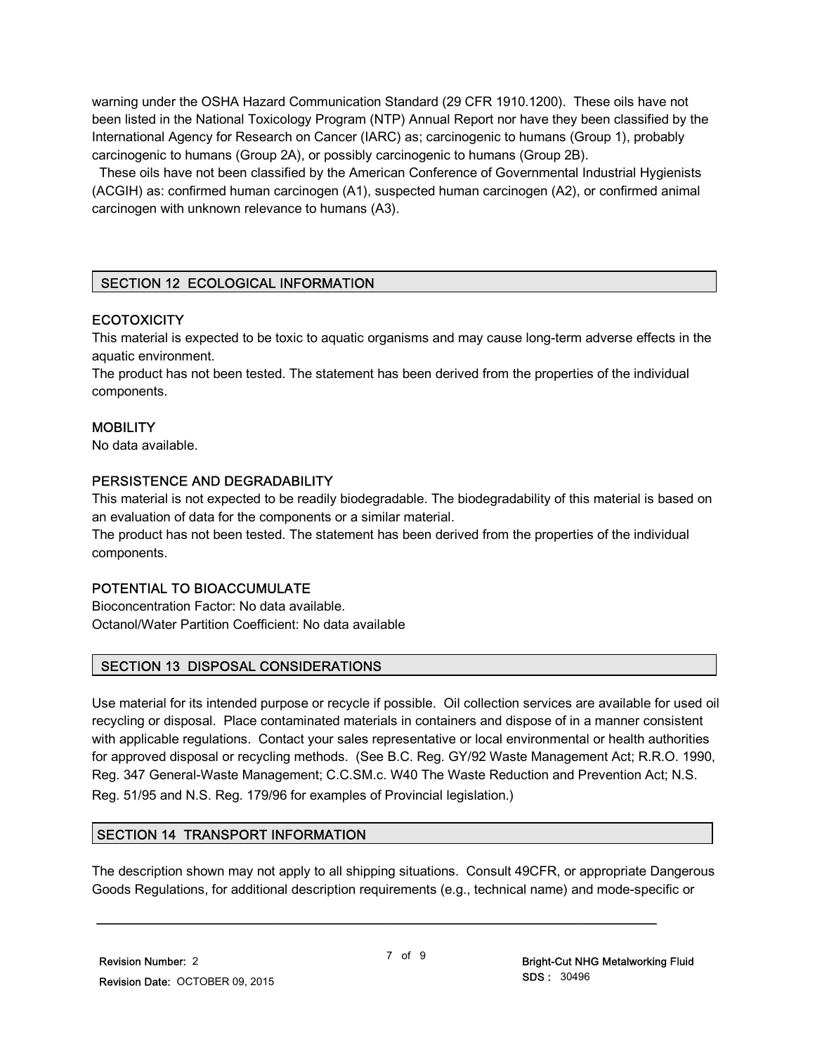warning under the OSHA Hazard Communication Standard (29 CFR 1910.1200). These oils have not been listed in the National Toxicology Program (NTP) Annual Report nor have they been classified by the International Agency for Research on Cancer (IARC) as; carcinogenic to humans (Group 1), probably carcinogenic to humans (Group 2A), or possibly carcinogenic to humans (Group 2B).

These oils have not been classified by the American Conference of Governmental Industrial Hygienists (ACGIH) as: confirmed human carcinogen (A1), suspected human carcinogen (A2), or confirmed animal carcinogen with unknown relevance to humans (A3).

## SECTION 12 ECOLOGICAL INFORMATION

### ECOTOXICITY

This material is expected to be toxic to aquatic organisms and may cause long-term adverse effects in the aquatic environment.

The product has not been tested. The statement has been derived from the properties of the individual components.

### MOBILITY

No data available.

### PERSISTENCE AND DEGRADABILITY

This material is not expected to be readily biodegradable. The biodegradability of this material is based on an evaluation of data for the components or a similar material.

The product has not been tested. The statement has been derived from the properties of the individual components.

### POTENTIAL TO BIOACCUMULATE

Bioconcentration Factor: No data available.

Octanol/Water Partition Coefficient: No data available

## SECTION 13 DISPOSAL CONSIDERATIONS

Use material for its intended purpose or recycle if possible. Oil collection services are available for used oil recycling or disposal. Place contaminated materials in containers and dispose of in a manner consistent with applicable regulations. Contact your sales representative or local environmental or health authorities for approved disposal or recycling methods. (See B.C. Reg. GY/92 Waste Management Act; R.R.O. 1990, Reg. 347 General-Waste Management; C.C.SM.c. W40 The Waste Reduction and Prevention Act; N.S. Reg. 51/95 and N.S. Reg. 179/96 for examples of Provincial legislation.)

## SECTION 14 TRANSPORT INFORMATION

The description shown may not apply to all shipping situations. Consult 49CFR, or appropriate Dangerous Goods Regulations, for additional description requirements (e.g., technical name) and mode-specific or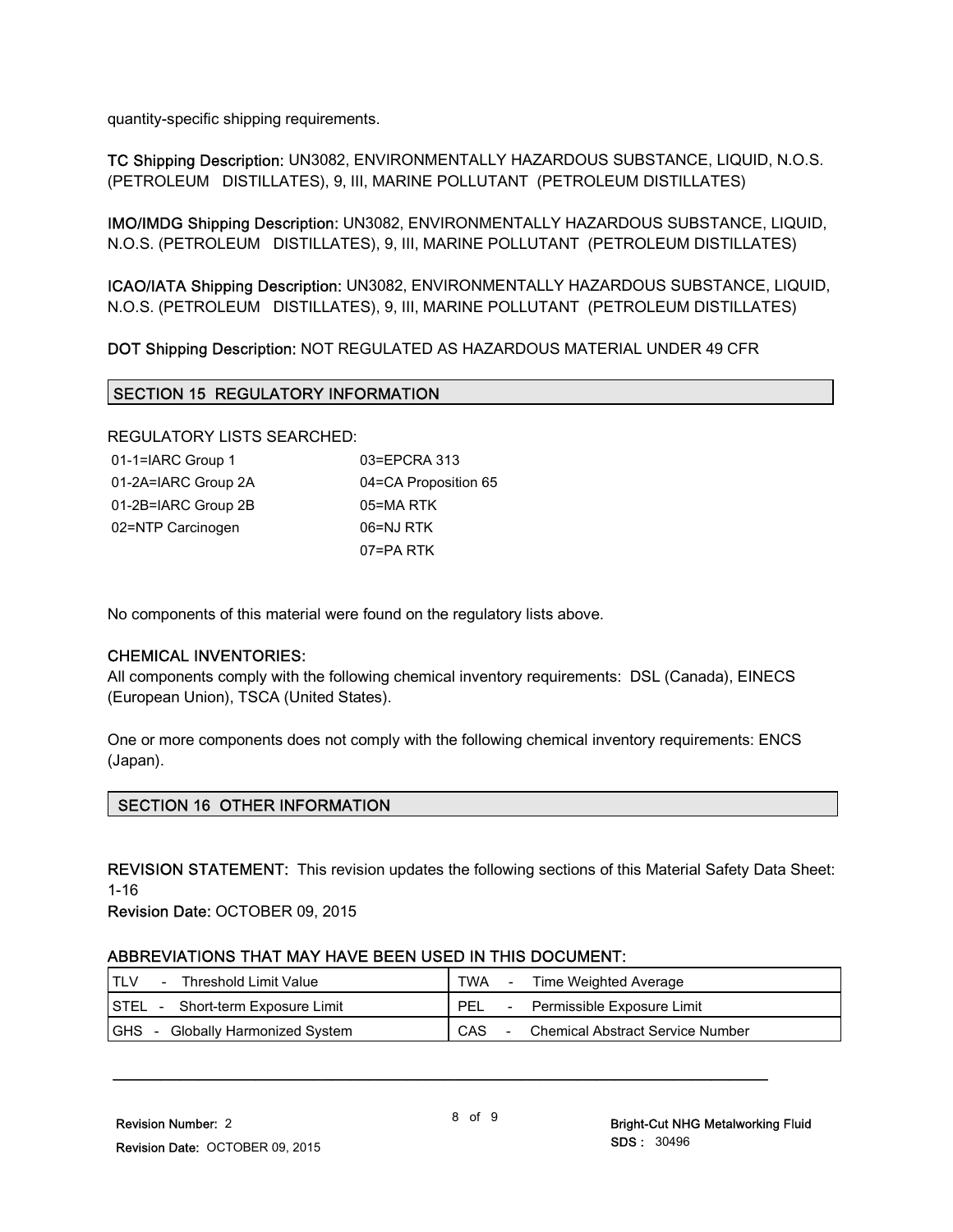quantity-specific shipping requirements.

**TC Shipping Description:** UN3082, ENVIRONMENTALLY HAZARDOUS SUBSTANCE, LIQUID, N.O.S. (PETROLEUM DISTILLATES), 9, III, MARINE POLLUTANT (PETROLEUM DISTILLATES)

**IMO/IMDG Shipping Description:** UN3082, ENVIRONMENTALLY HAZARDOUS SUBSTANCE, LIQUID, N.O.S. (PETROLEUM DISTILLATES), 9, III, MARINE POLLUTANT (PETROLEUM DISTILLATES)

**ICAO/IATA Shipping Description:** UN3082, ENVIRONMENTALLY HAZARDOUS SUBSTANCE, LIQUID, N.O.S. (PETROLEUM DISTILLATES), 9, III, MARINE POLLUTANT (PETROLEUM DISTILLATES)

**DOT Shipping Description:** NOT REGULATED AS HAZARDOUS MATERIAL UNDER 49 CFR

## SECTION 15 REGULATORY INFORMATION

REGULATORY LISTS SEARCHED:

| | |
|---|---|
| 01-1=IARC Group 1 | 03=EPCRA 313 |
| 01-2A=IARC Group 2A | 04=CA Proposition 65 |
| 01-2B=IARC Group 2B | 05=MA RTK |
| 02=NTP Carcinogen | 06=NJ RTK |
| | 07=PA RTK |

No components of this material were found on the regulatory lists above.

**CHEMICAL INVENTORIES:**
All components comply with the following chemical inventory requirements: DSL (Canada), EINECS (European Union), TSCA (United States).

One or more components does not comply with the following chemical inventory requirements: ENCS (Japan).

## SECTION 16 OTHER INFORMATION

**REVISION STATEMENT:** This revision updates the following sections of this Material Safety Data Sheet: 1-16
**Revision Date:** OCTOBER 09, 2015

**ABBREVIATIONS THAT MAY HAVE BEEN USED IN THIS DOCUMENT:**

| | |
|---|---|
| TLV - Threshold Limit Value | TWA - Time Weighted Average |
| STEL - Short-term Exposure Limit | PEL - Permissible Exposure Limit |
| GHS - Globally Harmonized System | CAS - Chemical Abstract Service Number |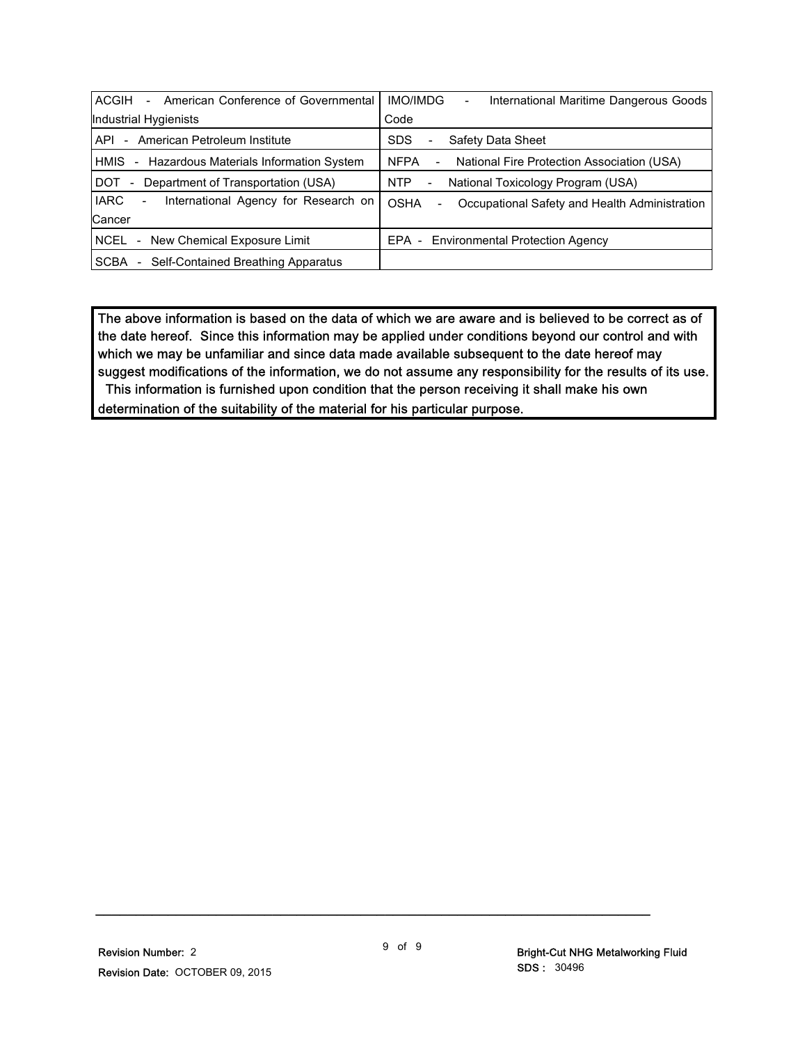| | |
|---|---|
| ACGIH - American Conference of Governmental Industrial Hygienists | IMO/IMDG - International Maritime Dangerous Goods Code |
| API - American Petroleum Institute | SDS - Safety Data Sheet |
| HMIS - Hazardous Materials Information System | NFPA - National Fire Protection Association (USA) |
| DOT - Department of Transportation (USA) | NTP - National Toxicology Program (USA) |
| IARC - International Agency for Research on Cancer | OSHA - Occupational Safety and Health Administration |
| NCEL - New Chemical Exposure Limit | EPA - Environmental Protection Agency |
| SCBA - Self-Contained Breathing Apparatus | |

**The above information is based on the data of which we are aware and is believed to be correct as of the date hereof. Since this information may be applied under conditions beyond our control and with which we may be unfamiliar and since data made available subsequent to the date hereof may suggest modifications of the information, we do not assume any responsibility for the results of its use. This information is furnished upon condition that the person receiving it shall make his own determination of the suitability of the material for his particular purpose.**

**Revision Number:** 2
**Revision Date:** OCTOBER 09, 2015

**Bright-Cut NHG Metalworking Fluid**
**SDS :** 30496